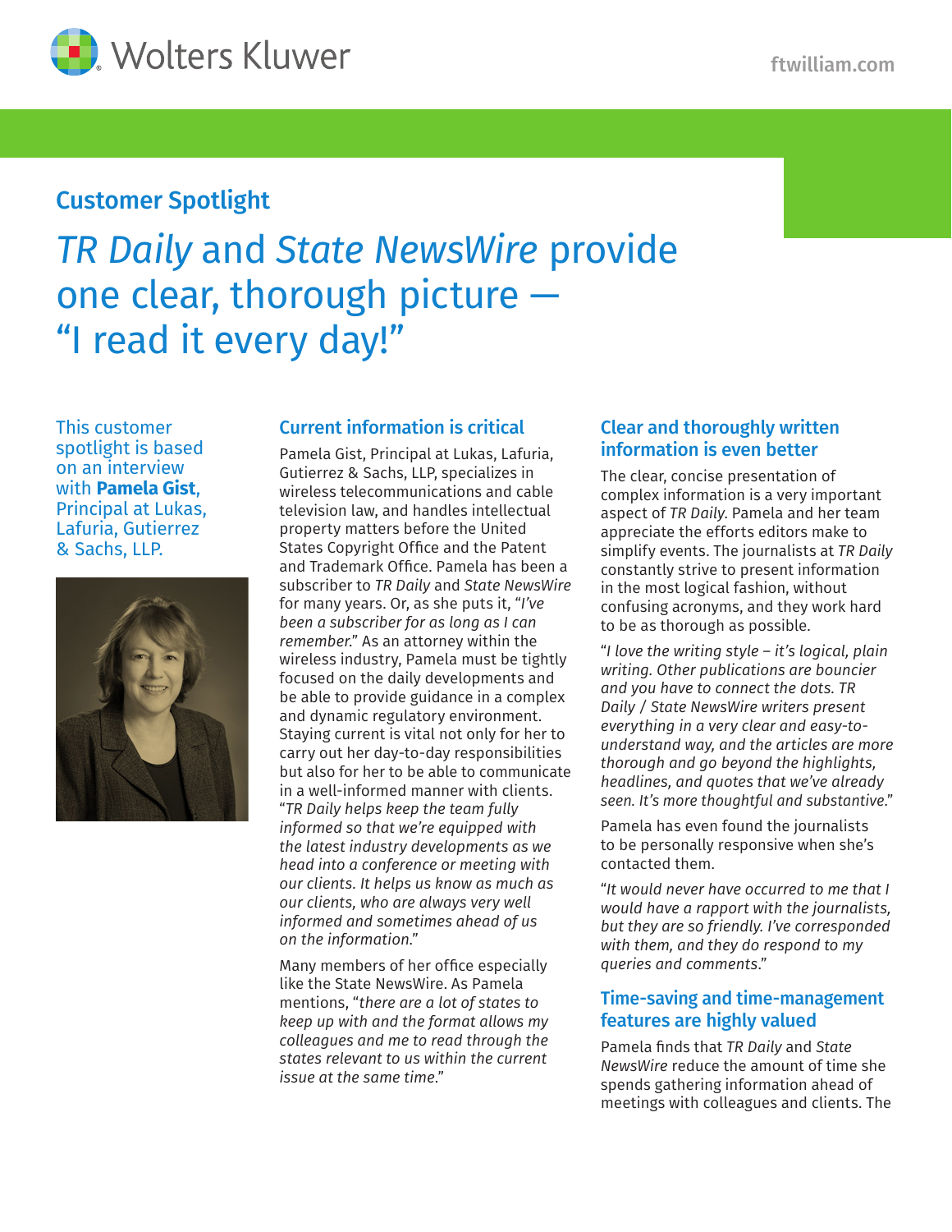Wolters Kluwer

ftwilliam.com

## Customer Spotlight

# *TR Daily* and *State NewsWire* provide one clear, thorough picture — "I read it every day!"

This customer spotlight is based on an interview with **Pamela Gist**, Principal at Lukas, Lafuria, Gutierrez & Sachs, LLP.

### Current information is critical

Pamela Gist, Principal at Lukas, Lafuria, Gutierrez & Sachs, LLP, specializes in wireless telecommunications and cable television law, and handles intellectual property matters before the United States Copyright Office and the Patent and Trademark Office. Pamela has been a subscriber to *TR Daily* and *State NewsWire* for many years. Or, as she puts it, *"I've been a subscriber for as long as I can remember."* As an attorney within the wireless industry, Pamela must be tightly focused on the daily developments and be able to provide guidance in a complex and dynamic regulatory environment. Staying current is vital not only for her to carry out her day-to-day responsibilities but also for her to be able to communicate in a well-informed manner with clients. *"TR Daily helps keep the team fully informed so that we're equipped with the latest industry developments as we head into a conference or meeting with our clients. It helps us know as much as our clients, who are always very well informed and sometimes ahead of us on the information."*

Many members of her office especially like the State NewsWire. As Pamela mentions, *"there are a lot of states to keep up with and the format allows my colleagues and me to read through the states relevant to us within the current issue at the same time."*

### Clear and thoroughly written information is even better

The clear, concise presentation of complex information is a very important aspect of *TR Daily.* Pamela and her team appreciate the efforts editors make to simplify events. The journalists at *TR Daily* constantly strive to present information in the most logical fashion, without confusing acronyms, and they work hard to be as thorough as possible.

*"I love the writing style – it's logical, plain writing. Other publications are bouncier and you have to connect the dots. TR Daily / State NewsWire writers present everything in a very clear and easy-to-understand way, and the articles are more thorough and go beyond the highlights, headlines, and quotes that we've already seen. It's more thoughtful and substantive."*

Pamela has even found the journalists to be personally responsive when she's contacted them.

*"It would never have occurred to me that I would have a rapport with the journalists, but they are so friendly. I've corresponded with them, and they do respond to my queries and comments."*

### Time-saving and time-management features are highly valued

Pamela finds that *TR Daily* and *State NewsWire* reduce the amount of time she spends gathering information ahead of meetings with colleagues and clients. The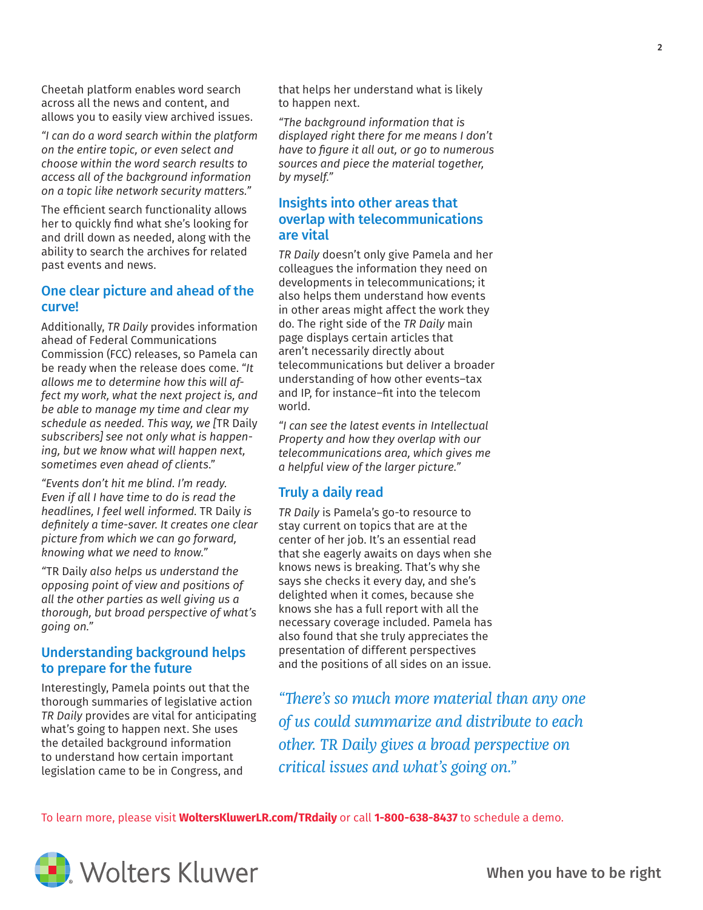Cheetah platform enables word search across all the news and content, and allows you to easily view archived issues.

*"I can do a word search within the platform on the entire topic, or even select and choose within the word search results to access all of the background information on a topic like network security matters."*

The efficient search functionality allows her to quickly find what she's looking for and drill down as needed, along with the ability to search the archives for related past events and news.

## One clear picture and ahead of the curve!

Additionally, *TR Daily* provides information ahead of Federal Communications Commission (FCC) releases, so Pamela can be ready when the release does come. *"It allows me to determine how this will affect my work, what the next project is, and be able to manage my time and clear my schedule as needed. This way, we [*TR Daily *subscribers] see not only what is happening, but we know what will happen next, sometimes even ahead of clients."*

*"Events don't hit me blind. I'm ready. Even if all I have time to do is read the headlines, I feel well informed.* TR Daily *is definitely a time-saver. It creates one clear picture from which we can go forward, knowing what we need to know."*

"TR Daily *also helps us understand the opposing point of view and positions of all the other parties as well giving us a thorough, but broad perspective of what's going on."*

## Understanding background helps to prepare for the future

Interestingly, Pamela points out that the thorough summaries of legislative action *TR Daily* provides are vital for anticipating what's going to happen next. She uses the detailed background information to understand how certain important legislation came to be in Congress, and that helps her understand what is likely to happen next.

*"The background information that is displayed right there for me means I don't have to figure it all out, or go to numerous sources and piece the material together, by myself."*

## Insights into other areas that overlap with telecommunications are vital

*TR Daily* doesn't only give Pamela and her colleagues the information they need on developments in telecommunications; it also helps them understand how events in other areas might affect the work they do. The right side of the *TR Daily* main page displays certain articles that aren't necessarily directly about telecommunications but deliver a broader understanding of how other events–tax and IP, for instance–fit into the telecom world.

*"I can see the latest events in Intellectual Property and how they overlap with our telecommunications area, which gives me a helpful view of the larger picture."*

## Truly a daily read

*TR Daily* is Pamela's go-to resource to stay current on topics that are at the center of her job. It's an essential read that she eagerly awaits on days when she knows news is breaking. That's why she says she checks it every day, and she's delighted when it comes, because she knows she has a full report with all the necessary coverage included. Pamela has also found that she truly appreciates the presentation of different perspectives and the positions of all sides on an issue.

*"There's so much more material than any one of us could summarize and distribute to each other. TR Daily gives a broad perspective on critical issues and what's going on."*

To learn more, please visit **WoltersKluwerLR.com/TRdaily** or call **1-800-638-8437** to schedule a demo.

Wolters Kluwer

When you have to be right